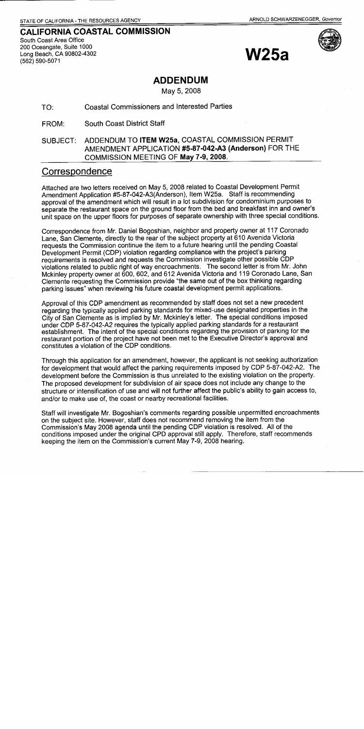STATE OF CALIFORNIA - THE RESOURCES AGENCY

ARNOLD SCHWARZENEGGER, *Governor*

**CALIFORNIA COASTAL COMMISSION**

South Coast Area Office
200 Oceangate, Suite 1000
Long Beach, CA 90802-4302
(562) 590-5071

# W25a

## ADDENDUM

May 5, 2008

TO: Coastal Commissioners and Interested Parties

FROM: South Coast District Staff

SUBJECT: ADDENDUM TO **ITEM W25a**, COASTAL COMMISSION PERMIT AMENDMENT APPLICATION **#5-87-042-A3 (Anderson)** FOR THE COMMISSION MEETING OF **May 7-9, 2008**.

## Correspondence

Attached are two letters received on May 5, 2008 related to Coastal Development Permit Amendment Application #5-87-042-A3(Anderson), Item W25a. Staff is recommending approval of the amendment which will result in a lot subdivision for condominium purposes to separate the restaurant space on the ground floor from the bed and breakfast inn and owner's unit space on the upper floors for purposes of separate ownership with three special conditions.

Correspondence from Mr. Daniel Bogoshian, neighbor and property owner at 117 Coronado Lane, San Clemente, directly to the rear of the subject property at 610 Avenida Victoria requests the Commission continue the item to a future hearing until the pending Coastal Development Permit (CDP) violation regarding compliance with the project's parking requirements is resolved and requests the Commission investigate other possible CDP violations related to public right of way encroachments. The second letter is from Mr. John Mckinley property owner at 600, 602, and 612 Avenida Victoria and 119 Coronado Lane, San Clemente requesting the Commission provide "the same out of the box thinking regarding parking issues" when reviewing his future coastal development permit applications.

Approval of this CDP amendment as recommended by staff does not set a new precedent regarding the typically applied parking standards for mixed-use designated properties in the City of San Clemente as is implied by Mr. Mckinley's letter. The special conditions imposed under CDP 5-87-042-A2 requires the typically applied parking standards for a restaurant establishment. The intent of the special conditions regarding the provision of parking for the restaurant portion of the project have not been met to the Executive Director's approval and constitutes a violation of the CDP conditions.

Through this application for an amendment, however, the applicant is not seeking authorization for development that would affect the parking requirements imposed by CDP 5-87-042-A2. The development before the Commission is thus unrelated to the existing violation on the property. The proposed development for subdivision of air space does not include any change to the structure or intensification of use and will not further affect the public's ability to gain access to, and/or to make use of, the coast or nearby recreational facilities.

Staff will investigate Mr. Bogoshian's comments regarding possible unpermitted encroachments on the subject site. However, staff does not recommend removing the item from the Commission's May 2008 agenda until the pending CDP violation is resolved. All of the conditions imposed under the original CPD approval still apply. Therefore, staff recommends keeping the item on the Commission's current May 7-9, 2008 hearing.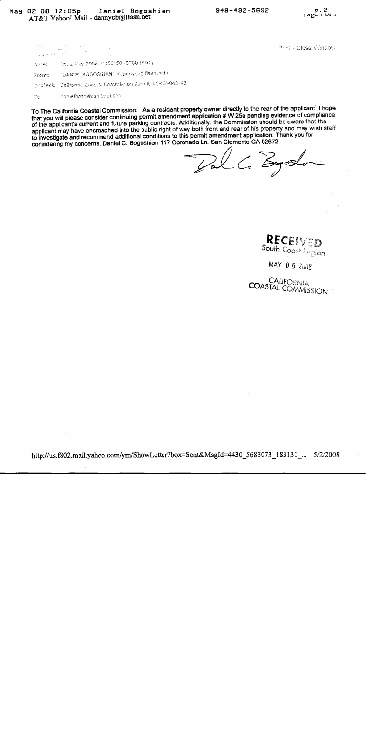Print - Close Window

Date: Fri, 2 May 2008 11:53:50 -0700 (PDT)

From: "DANIEL BOGOSHIAN" <dannycb@flash.net>

Subject: California Coastal Commission Permit #5-87-042-A3

To: danielbogoshian@aol.com

To The California Coastal Commission: As a resident property owner directly to the rear of the applicant, I hope that you will please consider continuing permit amendment application # W 25a pending evidence of compliance of the applicant's current and future parking contracts. Additionally, the Commission should be aware that the applicant may have encroached into the public right of way both front and rear of his property and may wish staff to investigate and recommend additional conditions to this permit amendment application. Thank you for considering my concerns, Daniel C. Bogoshian 117 Coronado Ln. San Clemente CA 92672

Dal C. Bogoshian

RECEIVED
South Coast Region

MAY 0 5 2008

CALIFORNIA
COASTAL COMMISSION

http://us.f802.mail.yahoo.com/ym/ShowLetter?box=Sent&MsgId=4430_5683073_183131_... 5/2/2008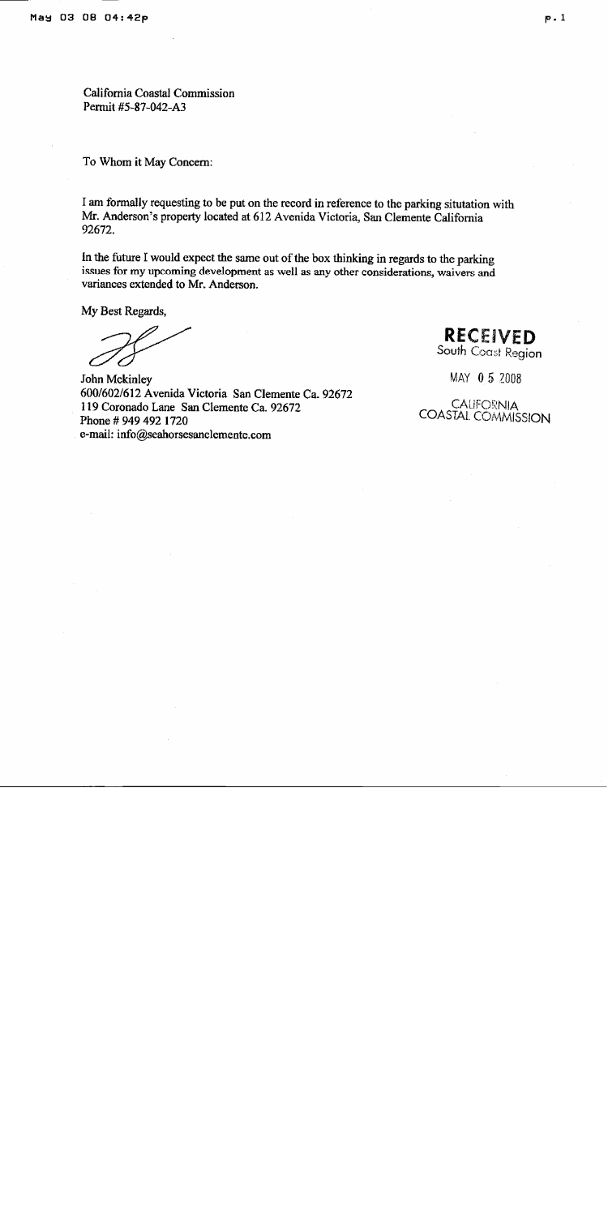California Coastal Commission
Permit #5-87-042-A3

To Whom it May Concern:

I am formally requesting to be put on the record in reference to the parking situtation with Mr. Anderson's property located at 612 Avenida Victoria, San Clemente California 92672.

In the future I would expect the same out of the box thinking in regards to the parking issues for my upcoming development as well as any other considerations, waivers and variances extended to Mr. Anderson.

My Best Regards,

John Mckinley
600/602/612 Avenida Victoria San Clemente Ca. 92672
119 Coronado Lane San Clemente Ca. 92672
Phone # 949 492 1720
e-mail: info@seahorsesanclemente.com

RECEIVED
South Coast Region

MAY 05 2008

CALIFORNIA
COASTAL COMMISSION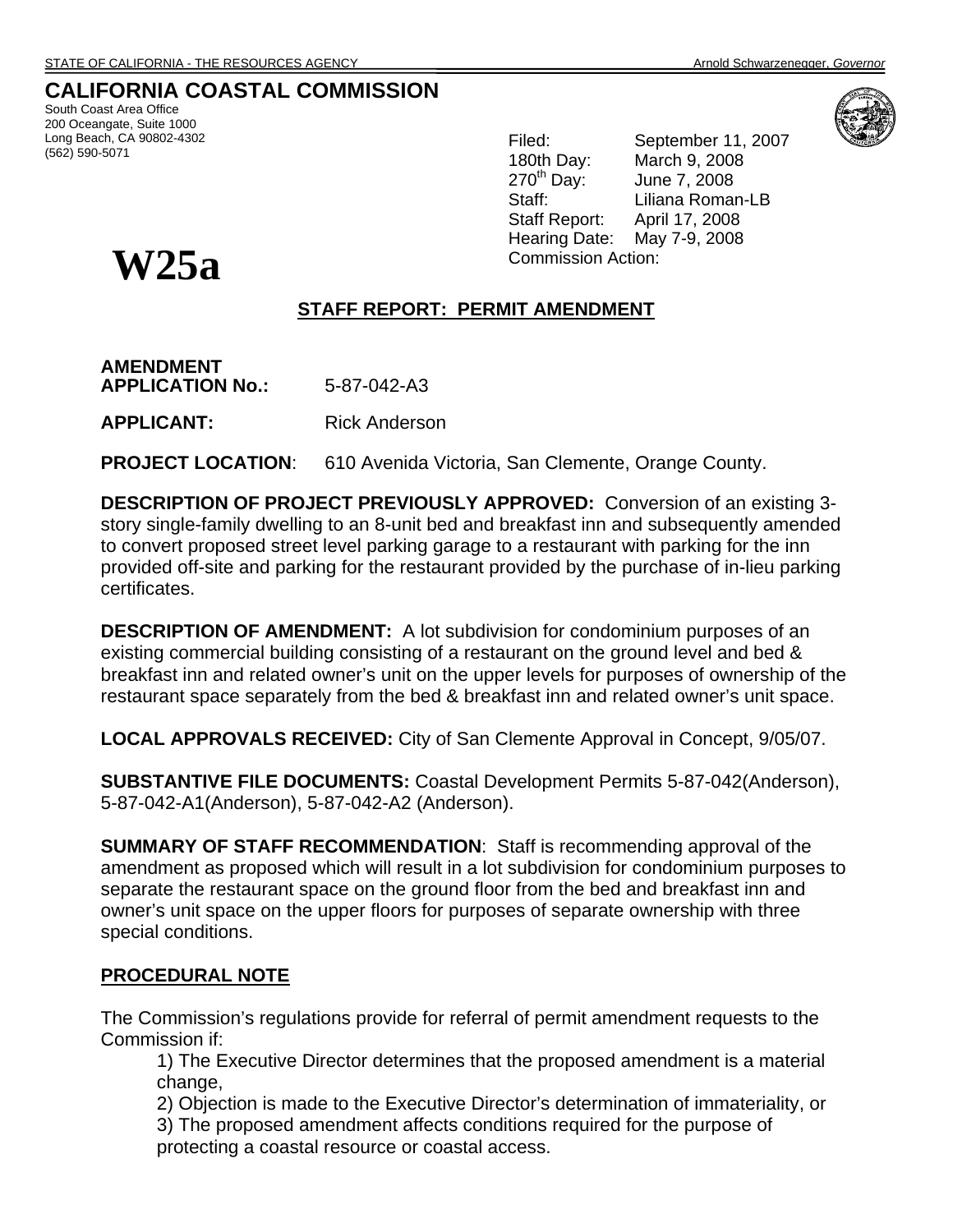STATE OF CALIFORNIA - THE RESOURCES AGENCY — Arnold Schwarzenegger, *Governor*

# CALIFORNIA COASTAL COMMISSION

South Coast Area Office
200 Oceangate, Suite 1000
Long Beach, CA 90802-4302
(562) 590-5071

Filed: September 11, 2007
180th Day: March 9, 2008
270th Day: June 7, 2008
Staff: Liliana Roman-LB
Staff Report: April 17, 2008
Hearing Date: May 7-9, 2008
Commission Action:

# W25a

## STAFF REPORT: PERMIT AMENDMENT

**AMENDMENT APPLICATION No.:** 5-87-042-A3

**APPLICANT:** Rick Anderson

**PROJECT LOCATION**: 610 Avenida Victoria, San Clemente, Orange County.

**DESCRIPTION OF PROJECT PREVIOUSLY APPROVED:** Conversion of an existing 3-story single-family dwelling to an 8-unit bed and breakfast inn and subsequently amended to convert proposed street level parking garage to a restaurant with parking for the inn provided off-site and parking for the restaurant provided by the purchase of in-lieu parking certificates.

**DESCRIPTION OF AMENDMENT:** A lot subdivision for condominium purposes of an existing commercial building consisting of a restaurant on the ground level and bed & breakfast inn and related owner's unit on the upper levels for purposes of ownership of the restaurant space separately from the bed & breakfast inn and related owner's unit space.

**LOCAL APPROVALS RECEIVED:** City of San Clemente Approval in Concept, 9/05/07.

**SUBSTANTIVE FILE DOCUMENTS:** Coastal Development Permits 5-87-042(Anderson), 5-87-042-A1(Anderson), 5-87-042-A2 (Anderson).

**SUMMARY OF STAFF RECOMMENDATION**: Staff is recommending approval of the amendment as proposed which will result in a lot subdivision for condominium purposes to separate the restaurant space on the ground floor from the bed and breakfast inn and owner's unit space on the upper floors for purposes of separate ownership with three special conditions.

## PROCEDURAL NOTE

The Commission's regulations provide for referral of permit amendment requests to the Commission if:

1) The Executive Director determines that the proposed amendment is a material change,
2) Objection is made to the Executive Director's determination of immateriality, or
3) The proposed amendment affects conditions required for the purpose of protecting a coastal resource or coastal access.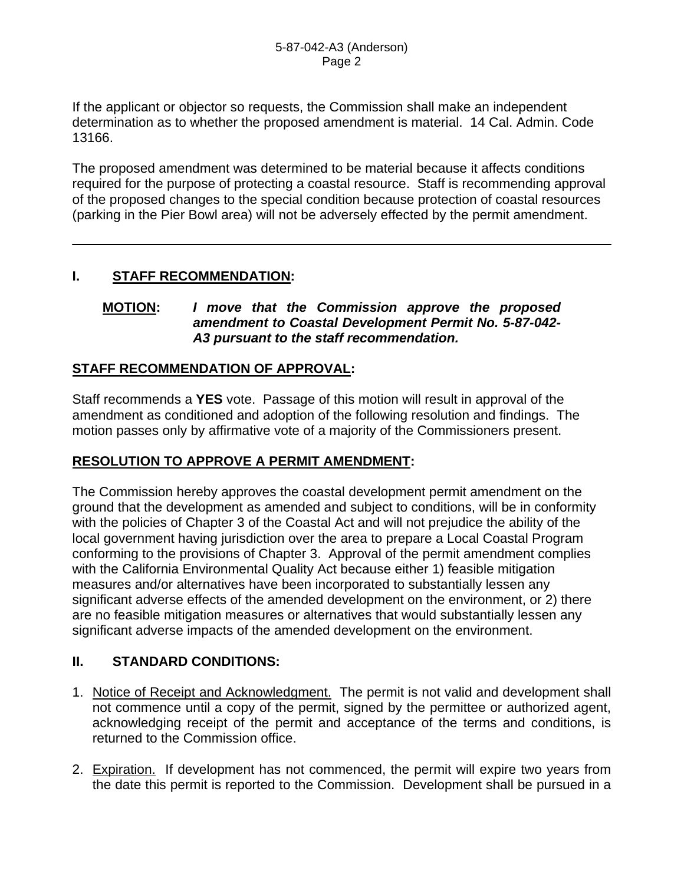If the applicant or objector so requests, the Commission shall make an independent determination as to whether the proposed amendment is material. 14 Cal. Admin. Code 13166.

The proposed amendment was determined to be material because it affects conditions required for the purpose of protecting a coastal resource. Staff is recommending approval of the proposed changes to the special condition because protection of coastal resources (parking in the Pier Bowl area) will not be adversely effected by the permit amendment.

---

## I. STAFF RECOMMENDATION:

**MOTION:** ***I move that the Commission approve the proposed amendment to Coastal Development Permit No. 5-87-042-A3 pursuant to the staff recommendation.***

### STAFF RECOMMENDATION OF APPROVAL:

Staff recommends a **YES** vote. Passage of this motion will result in approval of the amendment as conditioned and adoption of the following resolution and findings. The motion passes only by affirmative vote of a majority of the Commissioners present.

### RESOLUTION TO APPROVE A PERMIT AMENDMENT:

The Commission hereby approves the coastal development permit amendment on the ground that the development as amended and subject to conditions, will be in conformity with the policies of Chapter 3 of the Coastal Act and will not prejudice the ability of the local government having jurisdiction over the area to prepare a Local Coastal Program conforming to the provisions of Chapter 3. Approval of the permit amendment complies with the California Environmental Quality Act because either 1) feasible mitigation measures and/or alternatives have been incorporated to substantially lessen any significant adverse effects of the amended development on the environment, or 2) there are no feasible mitigation measures or alternatives that would substantially lessen any significant adverse impacts of the amended development on the environment.

## II. STANDARD CONDITIONS:

1. Notice of Receipt and Acknowledgment. The permit is not valid and development shall not commence until a copy of the permit, signed by the permittee or authorized agent, acknowledging receipt of the permit and acceptance of the terms and conditions, is returned to the Commission office.

2. Expiration. If development has not commenced, the permit will expire two years from the date this permit is reported to the Commission. Development shall be pursued in a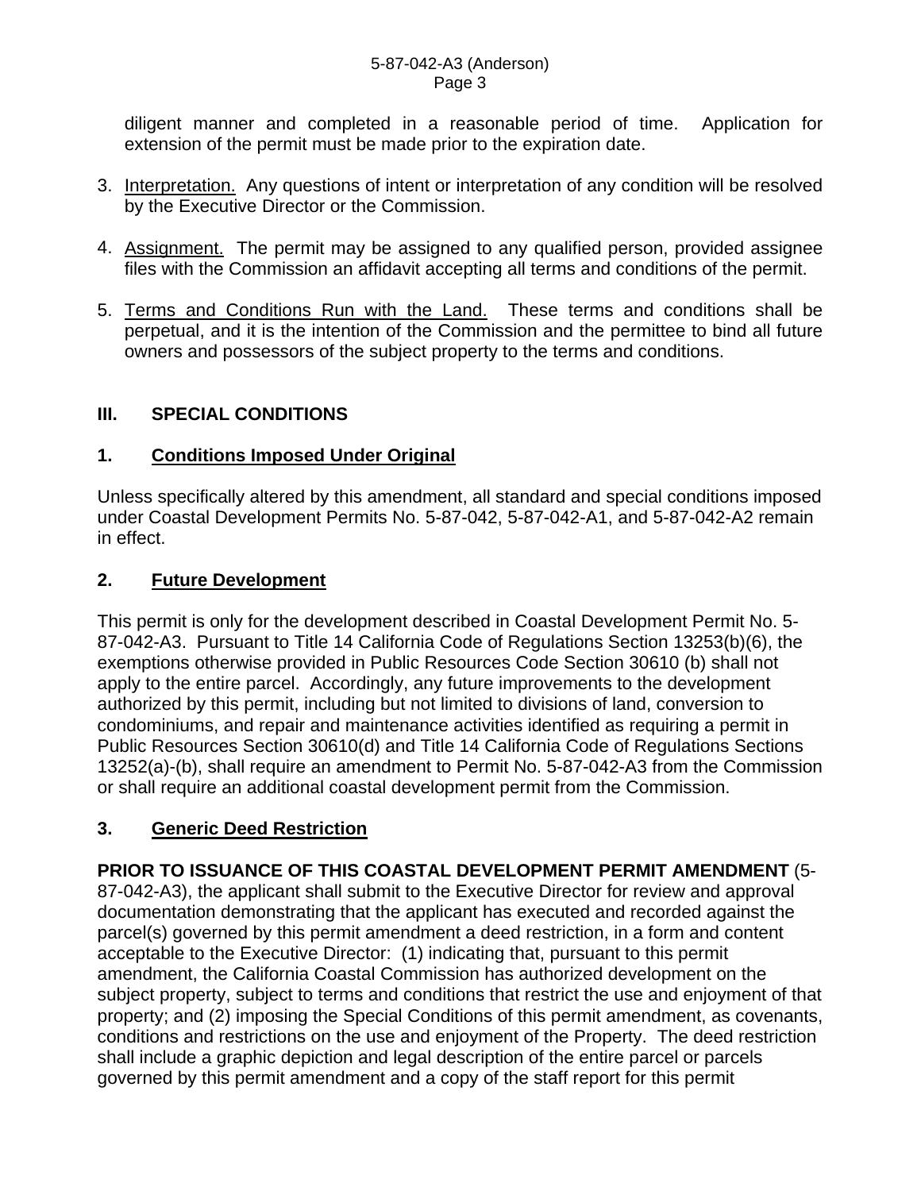diligent manner and completed in a reasonable period of time. Application for extension of the permit must be made prior to the expiration date.

3. Interpretation. Any questions of intent or interpretation of any condition will be resolved by the Executive Director or the Commission.

4. Assignment. The permit may be assigned to any qualified person, provided assignee files with the Commission an affidavit accepting all terms and conditions of the permit.

5. Terms and Conditions Run with the Land. These terms and conditions shall be perpetual, and it is the intention of the Commission and the permittee to bind all future owners and possessors of the subject property to the terms and conditions.

## III. SPECIAL CONDITIONS

### 1. Conditions Imposed Under Original

Unless specifically altered by this amendment, all standard and special conditions imposed under Coastal Development Permits No. 5-87-042, 5-87-042-A1, and 5-87-042-A2 remain in effect.

### 2. Future Development

This permit is only for the development described in Coastal Development Permit No. 5-87-042-A3. Pursuant to Title 14 California Code of Regulations Section 13253(b)(6), the exemptions otherwise provided in Public Resources Code Section 30610 (b) shall not apply to the entire parcel. Accordingly, any future improvements to the development authorized by this permit, including but not limited to divisions of land, conversion to condominiums, and repair and maintenance activities identified as requiring a permit in Public Resources Section 30610(d) and Title 14 California Code of Regulations Sections 13252(a)-(b), shall require an amendment to Permit No. 5-87-042-A3 from the Commission or shall require an additional coastal development permit from the Commission.

### 3. Generic Deed Restriction

**PRIOR TO ISSUANCE OF THIS COASTAL DEVELOPMENT PERMIT AMENDMENT** (5-87-042-A3), the applicant shall submit to the Executive Director for review and approval documentation demonstrating that the applicant has executed and recorded against the parcel(s) governed by this permit amendment a deed restriction, in a form and content acceptable to the Executive Director: (1) indicating that, pursuant to this permit amendment, the California Coastal Commission has authorized development on the subject property, subject to terms and conditions that restrict the use and enjoyment of that property; and (2) imposing the Special Conditions of this permit amendment, as covenants, conditions and restrictions on the use and enjoyment of the Property. The deed restriction shall include a graphic depiction and legal description of the entire parcel or parcels governed by this permit amendment and a copy of the staff report for this permit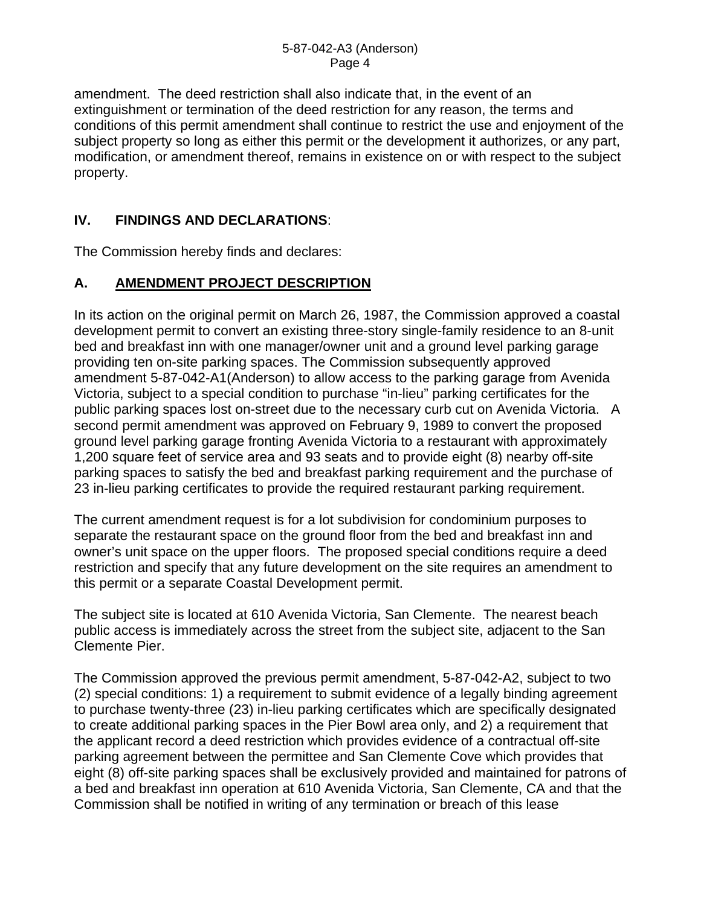amendment. The deed restriction shall also indicate that, in the event of an extinguishment or termination of the deed restriction for any reason, the terms and conditions of this permit amendment shall continue to restrict the use and enjoyment of the subject property so long as either this permit or the development it authorizes, or any part, modification, or amendment thereof, remains in existence on or with respect to the subject property.

## IV. FINDINGS AND DECLARATIONS:

The Commission hereby finds and declares:

### A. AMENDMENT PROJECT DESCRIPTION

In its action on the original permit on March 26, 1987, the Commission approved a coastal development permit to convert an existing three-story single-family residence to an 8-unit bed and breakfast inn with one manager/owner unit and a ground level parking garage providing ten on-site parking spaces. The Commission subsequently approved amendment 5-87-042-A1(Anderson) to allow access to the parking garage from Avenida Victoria, subject to a special condition to purchase "in-lieu" parking certificates for the public parking spaces lost on-street due to the necessary curb cut on Avenida Victoria. A second permit amendment was approved on February 9, 1989 to convert the proposed ground level parking garage fronting Avenida Victoria to a restaurant with approximately 1,200 square feet of service area and 93 seats and to provide eight (8) nearby off-site parking spaces to satisfy the bed and breakfast parking requirement and the purchase of 23 in-lieu parking certificates to provide the required restaurant parking requirement.

The current amendment request is for a lot subdivision for condominium purposes to separate the restaurant space on the ground floor from the bed and breakfast inn and owner's unit space on the upper floors. The proposed special conditions require a deed restriction and specify that any future development on the site requires an amendment to this permit or a separate Coastal Development permit.

The subject site is located at 610 Avenida Victoria, San Clemente. The nearest beach public access is immediately across the street from the subject site, adjacent to the San Clemente Pier.

The Commission approved the previous permit amendment, 5-87-042-A2, subject to two (2) special conditions: 1) a requirement to submit evidence of a legally binding agreement to purchase twenty-three (23) in-lieu parking certificates which are specifically designated to create additional parking spaces in the Pier Bowl area only, and 2) a requirement that the applicant record a deed restriction which provides evidence of a contractual off-site parking agreement between the permittee and San Clemente Cove which provides that eight (8) off-site parking spaces shall be exclusively provided and maintained for patrons of a bed and breakfast inn operation at 610 Avenida Victoria, San Clemente, CA and that the Commission shall be notified in writing of any termination or breach of this lease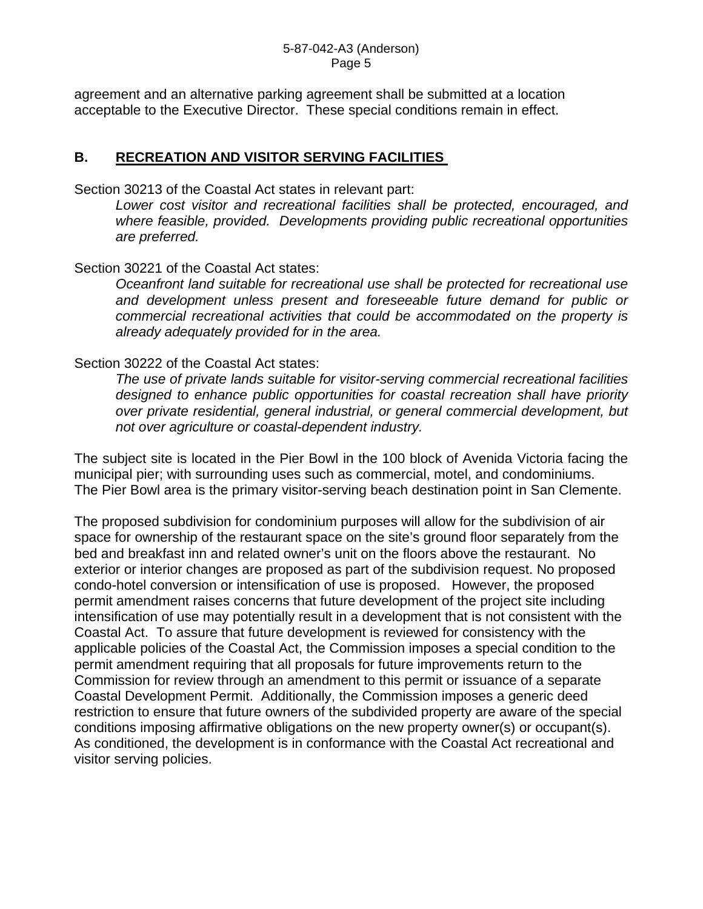agreement and an alternative parking agreement shall be submitted at a location acceptable to the Executive Director. These special conditions remain in effect.

## B. RECREATION AND VISITOR SERVING FACILITIES

Section 30213 of the Coastal Act states in relevant part:

> *Lower cost visitor and recreational facilities shall be protected, encouraged, and where feasible, provided. Developments providing public recreational opportunities are preferred.*

Section 30221 of the Coastal Act states:

> *Oceanfront land suitable for recreational use shall be protected for recreational use and development unless present and foreseeable future demand for public or commercial recreational activities that could be accommodated on the property is already adequately provided for in the area.*

Section 30222 of the Coastal Act states:

> *The use of private lands suitable for visitor-serving commercial recreational facilities designed to enhance public opportunities for coastal recreation shall have priority over private residential, general industrial, or general commercial development, but not over agriculture or coastal-dependent industry.*

The subject site is located in the Pier Bowl in the 100 block of Avenida Victoria facing the municipal pier; with surrounding uses such as commercial, motel, and condominiums. The Pier Bowl area is the primary visitor-serving beach destination point in San Clemente.

The proposed subdivision for condominium purposes will allow for the subdivision of air space for ownership of the restaurant space on the site's ground floor separately from the bed and breakfast inn and related owner's unit on the floors above the restaurant. No exterior or interior changes are proposed as part of the subdivision request. No proposed condo-hotel conversion or intensification of use is proposed. However, the proposed permit amendment raises concerns that future development of the project site including intensification of use may potentially result in a development that is not consistent with the Coastal Act. To assure that future development is reviewed for consistency with the applicable policies of the Coastal Act, the Commission imposes a special condition to the permit amendment requiring that all proposals for future improvements return to the Commission for review through an amendment to this permit or issuance of a separate Coastal Development Permit. Additionally, the Commission imposes a generic deed restriction to ensure that future owners of the subdivided property are aware of the special conditions imposing affirmative obligations on the new property owner(s) or occupant(s). As conditioned, the development is in conformance with the Coastal Act recreational and visitor serving policies.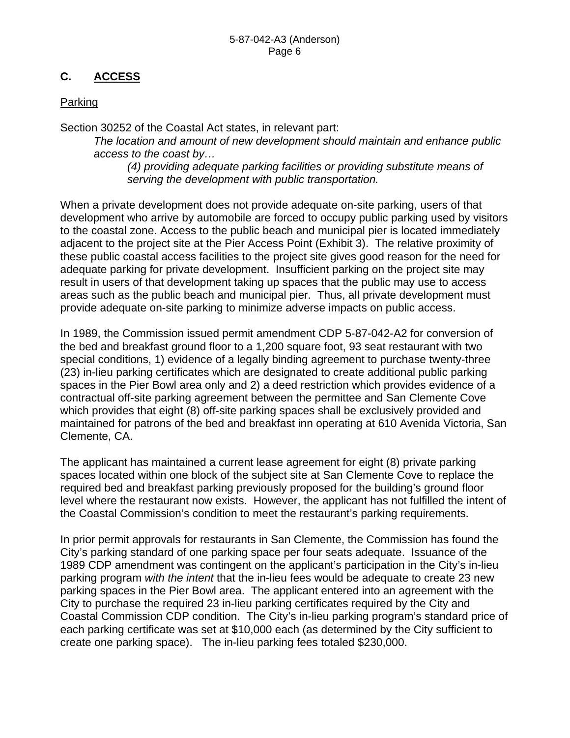## C. ACCESS

Parking

Section 30252 of the Coastal Act states, in relevant part:

> *The location and amount of new development should maintain and enhance public access to the coast by…*
>
> > *(4) providing adequate parking facilities or providing substitute means of serving the development with public transportation.*

When a private development does not provide adequate on-site parking, users of that development who arrive by automobile are forced to occupy public parking used by visitors to the coastal zone. Access to the public beach and municipal pier is located immediately adjacent to the project site at the Pier Access Point (Exhibit 3). The relative proximity of these public coastal access facilities to the project site gives good reason for the need for adequate parking for private development. Insufficient parking on the project site may result in users of that development taking up spaces that the public may use to access areas such as the public beach and municipal pier. Thus, all private development must provide adequate on-site parking to minimize adverse impacts on public access.

In 1989, the Commission issued permit amendment CDP 5-87-042-A2 for conversion of the bed and breakfast ground floor to a 1,200 square foot, 93 seat restaurant with two special conditions, 1) evidence of a legally binding agreement to purchase twenty-three (23) in-lieu parking certificates which are designated to create additional public parking spaces in the Pier Bowl area only and 2) a deed restriction which provides evidence of a contractual off-site parking agreement between the permittee and San Clemente Cove which provides that eight (8) off-site parking spaces shall be exclusively provided and maintained for patrons of the bed and breakfast inn operating at 610 Avenida Victoria, San Clemente, CA.

The applicant has maintained a current lease agreement for eight (8) private parking spaces located within one block of the subject site at San Clemente Cove to replace the required bed and breakfast parking previously proposed for the building's ground floor level where the restaurant now exists. However, the applicant has not fulfilled the intent of the Coastal Commission's condition to meet the restaurant's parking requirements.

In prior permit approvals for restaurants in San Clemente, the Commission has found the City's parking standard of one parking space per four seats adequate. Issuance of the 1989 CDP amendment was contingent on the applicant's participation in the City's in-lieu parking program *with the intent* that the in-lieu fees would be adequate to create 23 new parking spaces in the Pier Bowl area. The applicant entered into an agreement with the City to purchase the required 23 in-lieu parking certificates required by the City and Coastal Commission CDP condition. The City's in-lieu parking program's standard price of each parking certificate was set at $10,000 each (as determined by the City sufficient to create one parking space). The in-lieu parking fees totaled $230,000.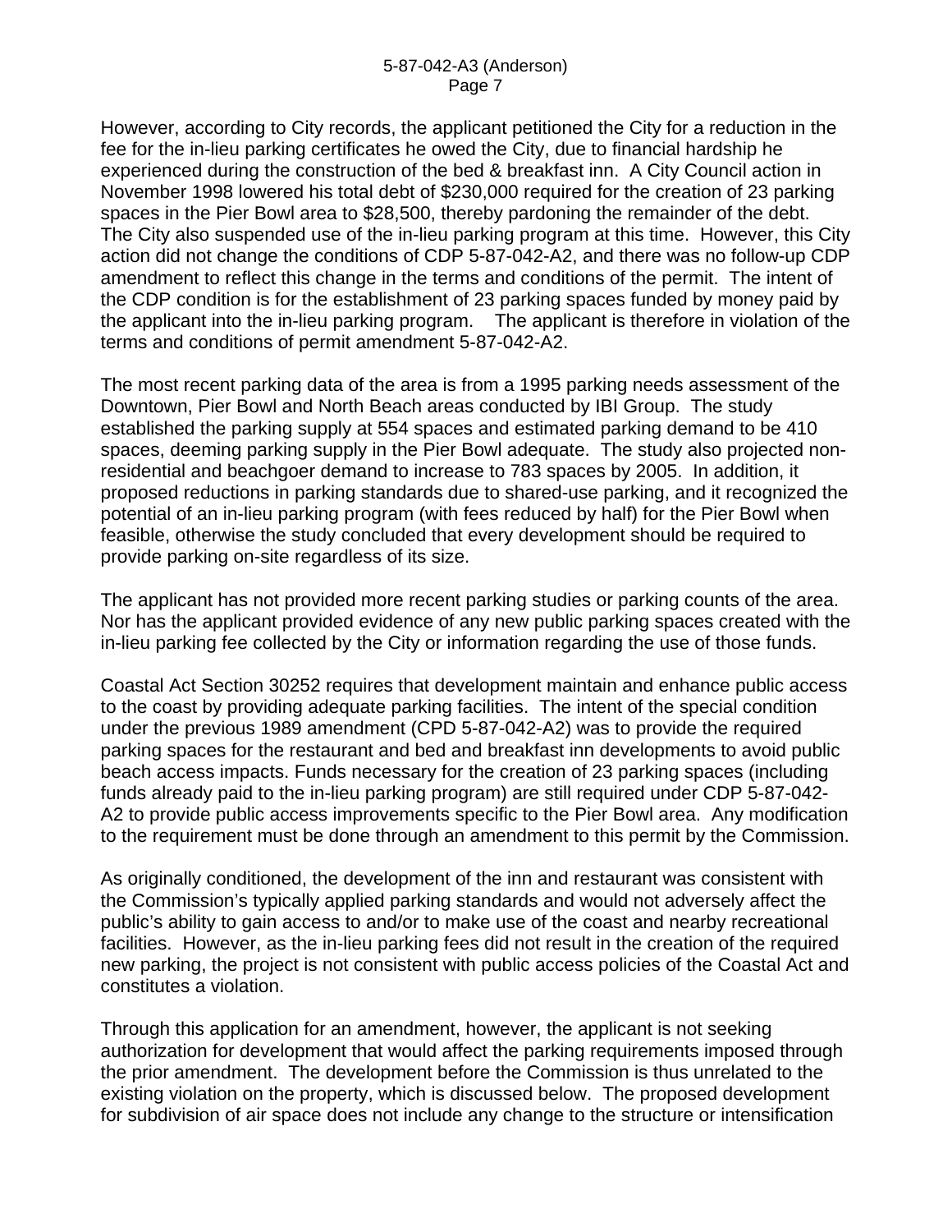However, according to City records, the applicant petitioned the City for a reduction in the fee for the in-lieu parking certificates he owed the City, due to financial hardship he experienced during the construction of the bed & breakfast inn. A City Council action in November 1998 lowered his total debt of $230,000 required for the creation of 23 parking spaces in the Pier Bowl area to $28,500, thereby pardoning the remainder of the debt. The City also suspended use of the in-lieu parking program at this time. However, this City action did not change the conditions of CDP 5-87-042-A2, and there was no follow-up CDP amendment to reflect this change in the terms and conditions of the permit. The intent of the CDP condition is for the establishment of 23 parking spaces funded by money paid by the applicant into the in-lieu parking program. The applicant is therefore in violation of the terms and conditions of permit amendment 5-87-042-A2.

The most recent parking data of the area is from a 1995 parking needs assessment of the Downtown, Pier Bowl and North Beach areas conducted by IBI Group. The study established the parking supply at 554 spaces and estimated parking demand to be 410 spaces, deeming parking supply in the Pier Bowl adequate. The study also projected non-residential and beachgoer demand to increase to 783 spaces by 2005. In addition, it proposed reductions in parking standards due to shared-use parking, and it recognized the potential of an in-lieu parking program (with fees reduced by half) for the Pier Bowl when feasible, otherwise the study concluded that every development should be required to provide parking on-site regardless of its size.

The applicant has not provided more recent parking studies or parking counts of the area. Nor has the applicant provided evidence of any new public parking spaces created with the in-lieu parking fee collected by the City or information regarding the use of those funds.

Coastal Act Section 30252 requires that development maintain and enhance public access to the coast by providing adequate parking facilities. The intent of the special condition under the previous 1989 amendment (CPD 5-87-042-A2) was to provide the required parking spaces for the restaurant and bed and breakfast inn developments to avoid public beach access impacts. Funds necessary for the creation of 23 parking spaces (including funds already paid to the in-lieu parking program) are still required under CDP 5-87-042-A2 to provide public access improvements specific to the Pier Bowl area. Any modification to the requirement must be done through an amendment to this permit by the Commission.

As originally conditioned, the development of the inn and restaurant was consistent with the Commission's typically applied parking standards and would not adversely affect the public's ability to gain access to and/or to make use of the coast and nearby recreational facilities. However, as the in-lieu parking fees did not result in the creation of the required new parking, the project is not consistent with public access policies of the Coastal Act and constitutes a violation.

Through this application for an amendment, however, the applicant is not seeking authorization for development that would affect the parking requirements imposed through the prior amendment. The development before the Commission is thus unrelated to the existing violation on the property, which is discussed below. The proposed development for subdivision of air space does not include any change to the structure or intensification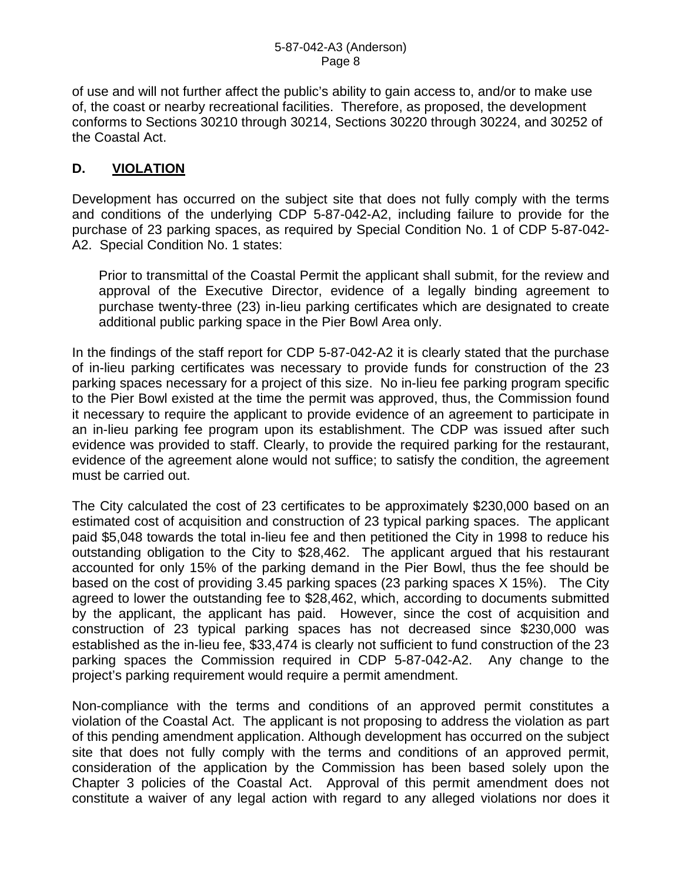of use and will not further affect the public's ability to gain access to, and/or to make use of, the coast or nearby recreational facilities. Therefore, as proposed, the development conforms to Sections 30210 through 30214, Sections 30220 through 30224, and 30252 of the Coastal Act.

## D. VIOLATION

Development has occurred on the subject site that does not fully comply with the terms and conditions of the underlying CDP 5-87-042-A2, including failure to provide for the purchase of 23 parking spaces, as required by Special Condition No. 1 of CDP 5-87-042-A2. Special Condition No. 1 states:

> Prior to transmittal of the Coastal Permit the applicant shall submit, for the review and approval of the Executive Director, evidence of a legally binding agreement to purchase twenty-three (23) in-lieu parking certificates which are designated to create additional public parking space in the Pier Bowl Area only.

In the findings of the staff report for CDP 5-87-042-A2 it is clearly stated that the purchase of in-lieu parking certificates was necessary to provide funds for construction of the 23 parking spaces necessary for a project of this size. No in-lieu fee parking program specific to the Pier Bowl existed at the time the permit was approved, thus, the Commission found it necessary to require the applicant to provide evidence of an agreement to participate in an in-lieu parking fee program upon its establishment. The CDP was issued after such evidence was provided to staff. Clearly, to provide the required parking for the restaurant, evidence of the agreement alone would not suffice; to satisfy the condition, the agreement must be carried out.

The City calculated the cost of 23 certificates to be approximately $230,000 based on an estimated cost of acquisition and construction of 23 typical parking spaces. The applicant paid $5,048 towards the total in-lieu fee and then petitioned the City in 1998 to reduce his outstanding obligation to the City to $28,462. The applicant argued that his restaurant accounted for only 15% of the parking demand in the Pier Bowl, thus the fee should be based on the cost of providing 3.45 parking spaces (23 parking spaces X 15%). The City agreed to lower the outstanding fee to $28,462, which, according to documents submitted by the applicant, the applicant has paid. However, since the cost of acquisition and construction of 23 typical parking spaces has not decreased since $230,000 was established as the in-lieu fee, $33,474 is clearly not sufficient to fund construction of the 23 parking spaces the Commission required in CDP 5-87-042-A2. Any change to the project's parking requirement would require a permit amendment.

Non-compliance with the terms and conditions of an approved permit constitutes a violation of the Coastal Act. The applicant is not proposing to address the violation as part of this pending amendment application. Although development has occurred on the subject site that does not fully comply with the terms and conditions of an approved permit, consideration of the application by the Commission has been based solely upon the Chapter 3 policies of the Coastal Act. Approval of this permit amendment does not constitute a waiver of any legal action with regard to any alleged violations nor does it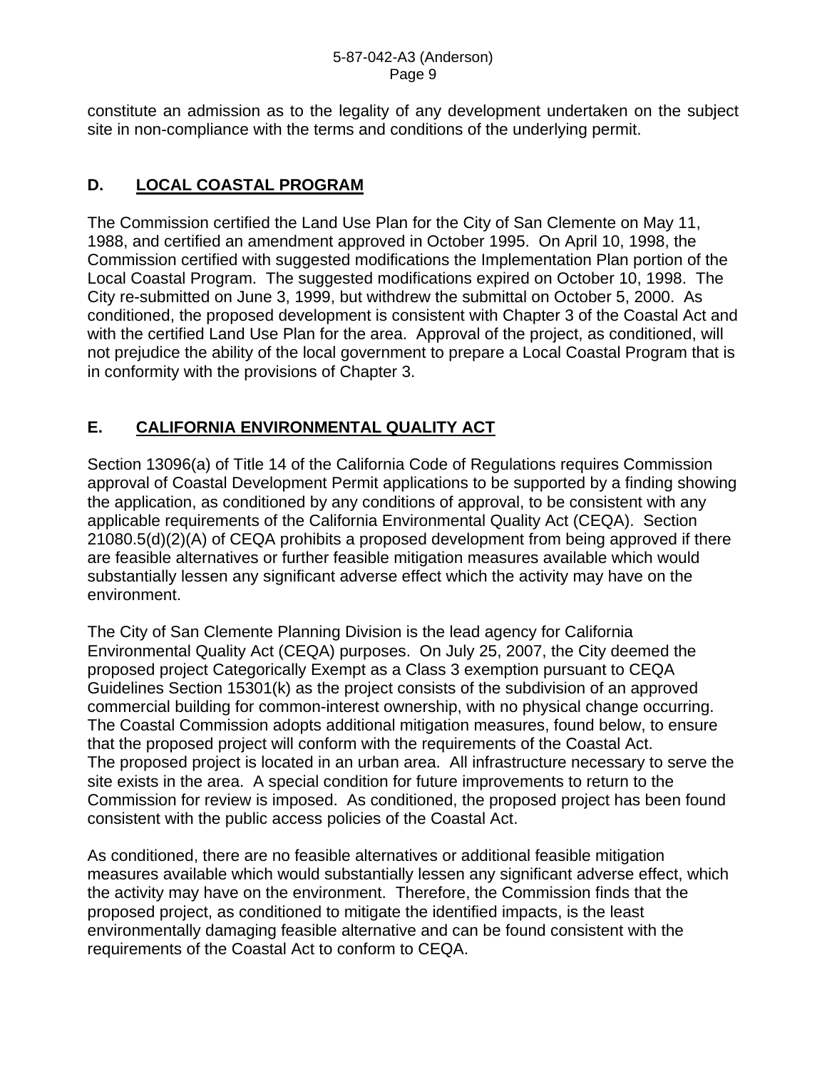constitute an admission as to the legality of any development undertaken on the subject site in non-compliance with the terms and conditions of the underlying permit.

## D. LOCAL COASTAL PROGRAM

The Commission certified the Land Use Plan for the City of San Clemente on May 11, 1988, and certified an amendment approved in October 1995. On April 10, 1998, the Commission certified with suggested modifications the Implementation Plan portion of the Local Coastal Program. The suggested modifications expired on October 10, 1998. The City re-submitted on June 3, 1999, but withdrew the submittal on October 5, 2000. As conditioned, the proposed development is consistent with Chapter 3 of the Coastal Act and with the certified Land Use Plan for the area. Approval of the project, as conditioned, will not prejudice the ability of the local government to prepare a Local Coastal Program that is in conformity with the provisions of Chapter 3.

## E. CALIFORNIA ENVIRONMENTAL QUALITY ACT

Section 13096(a) of Title 14 of the California Code of Regulations requires Commission approval of Coastal Development Permit applications to be supported by a finding showing the application, as conditioned by any conditions of approval, to be consistent with any applicable requirements of the California Environmental Quality Act (CEQA). Section 21080.5(d)(2)(A) of CEQA prohibits a proposed development from being approved if there are feasible alternatives or further feasible mitigation measures available which would substantially lessen any significant adverse effect which the activity may have on the environment.

The City of San Clemente Planning Division is the lead agency for California Environmental Quality Act (CEQA) purposes. On July 25, 2007, the City deemed the proposed project Categorically Exempt as a Class 3 exemption pursuant to CEQA Guidelines Section 15301(k) as the project consists of the subdivision of an approved commercial building for common-interest ownership, with no physical change occurring. The Coastal Commission adopts additional mitigation measures, found below, to ensure that the proposed project will conform with the requirements of the Coastal Act. The proposed project is located in an urban area. All infrastructure necessary to serve the site exists in the area. A special condition for future improvements to return to the Commission for review is imposed. As conditioned, the proposed project has been found consistent with the public access policies of the Coastal Act.

As conditioned, there are no feasible alternatives or additional feasible mitigation measures available which would substantially lessen any significant adverse effect, which the activity may have on the environment. Therefore, the Commission finds that the proposed project, as conditioned to mitigate the identified impacts, is the least environmentally damaging feasible alternative and can be found consistent with the requirements of the Coastal Act to conform to CEQA.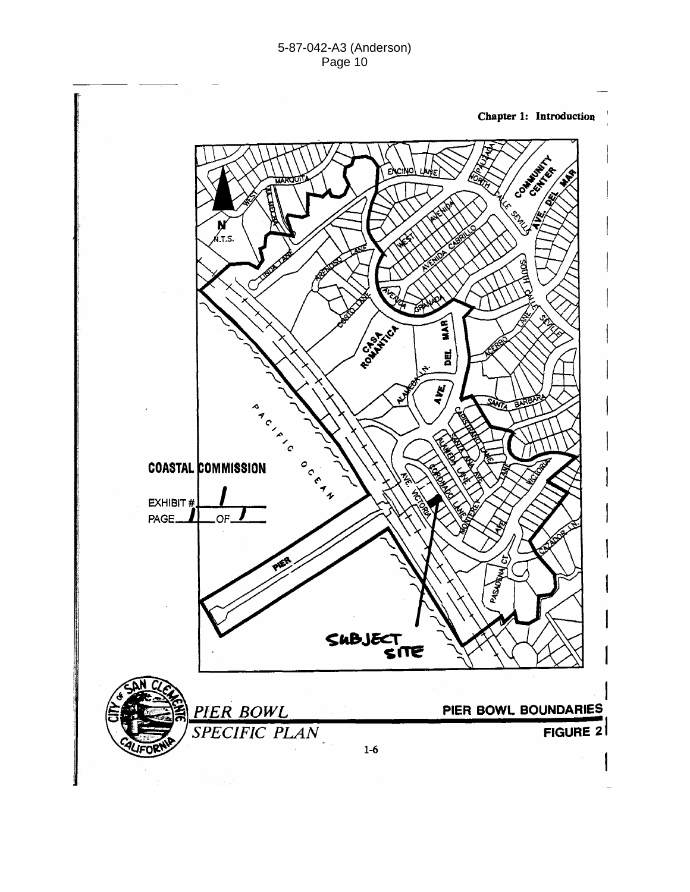Chapter 1: Introduction

N
N.T.S.

ENCINO LANE
MARQUITA
WEST
EL MEDIO
NORTH
CALLE SEVILLA
PALIZADA
COMMUNITY CENTER
AVE. DEL MAR
WEST
AVENIDA
AVENIDA CABRILLO
LINDA LANE
ARENOSO LANE
SOUTH CALLE SEVILLE
LANE
CORTO LANE
AVENIDA GRANADA
CASA ROMANTICA
DEL MAR
AVE.
ACEBO
ALAMEDA LN.
SANTA BARBARA
PACIFIC OCEAN
CAPISTRANO LANE
SANTA ANA AVE
ALAMEDA LANE
LANE
VICTORIA
AVE. VICTORIA
CORONADO LANE
MONTEREY
AVE
CAZADOR LN.
PASADENA CT.
PIER
SUBJECT SITE

COASTAL COMMISSION

EXHIBIT # 1

PAGE 1 OF 1

CITY OF SAN CLEMENTE CALIFORNIA

*PIER BOWL SPECIFIC PLAN*

PIER BOWL BOUNDARIES

FIGURE 2

1-6